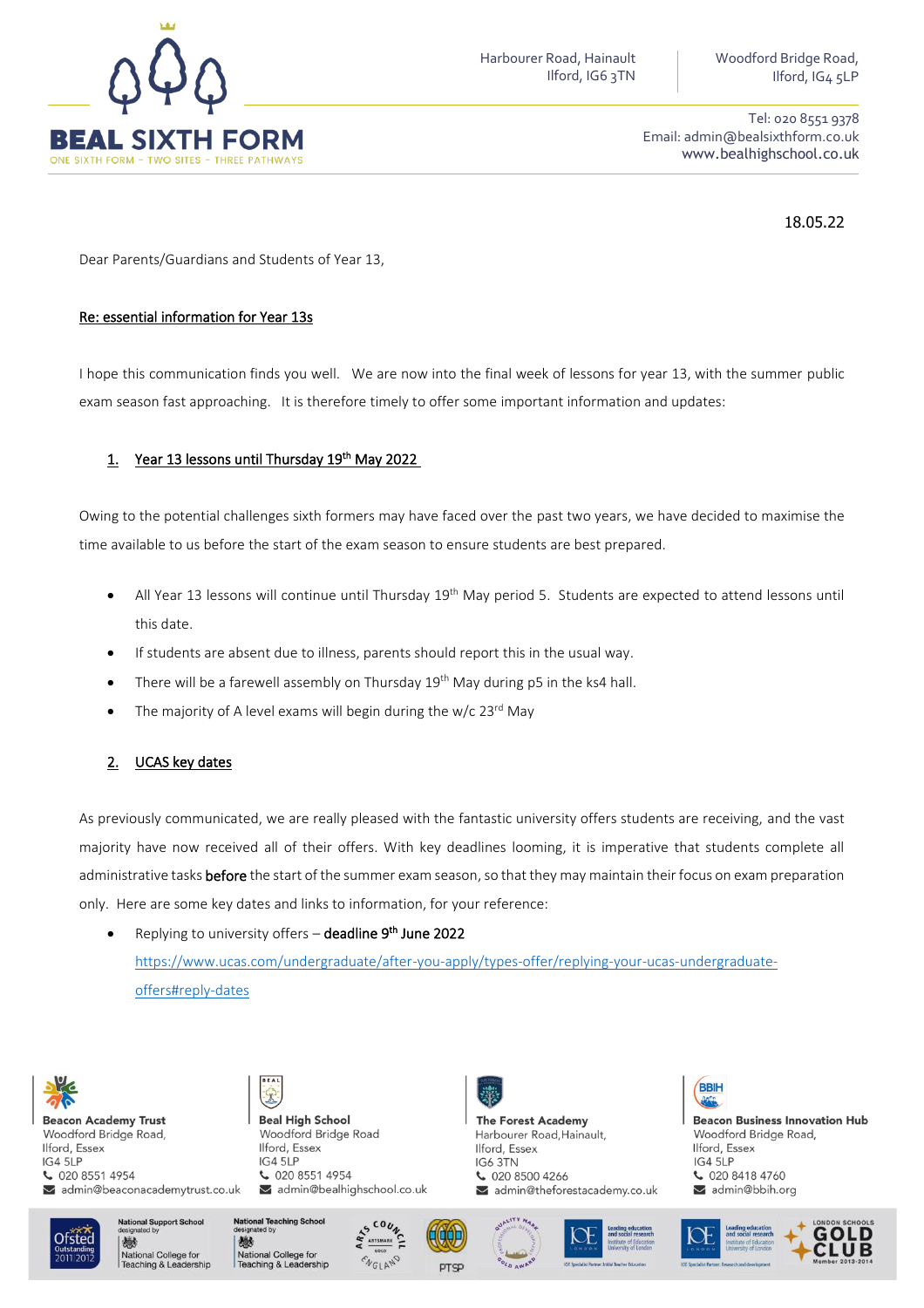**BEAL SIXTH FORM**
ONE SIXTH FORM – TWO SITES – THREE PATHWAYS

Harbourer Road, Hainault
Ilford, IG6 3TN

Woodford Bridge Road,
Ilford, IG4 5LP

Tel: 020 8551 9378
Email: admin@bealsixthform.co.uk
www.bealhighschool.co.uk

18.05.22

Dear Parents/Guardians and Students of Year 13,

**Re: essential information for Year 13s**

I hope this communication finds you well. We are now into the final week of lessons for year 13, with the summer public exam season fast approaching. It is therefore timely to offer some important information and updates:

## 1. Year 13 lessons until Thursday 19th May 2022

Owing to the potential challenges sixth formers may have faced over the past two years, we have decided to maximise the time available to us before the start of the exam season to ensure students are best prepared.

- All Year 13 lessons will continue until Thursday 19th May period 5. Students are expected to attend lessons until this date.
- If students are absent due to illness, parents should report this in the usual way.
- There will be a farewell assembly on Thursday 19th May during p5 in the ks4 hall.
- The majority of A level exams will begin during the w/c 23rd May

## 2. UCAS key dates

As previously communicated, we are really pleased with the fantastic university offers students are receiving, and the vast majority have now received all of their offers. With key deadlines looming, it is imperative that students complete all administrative tasks **before** the start of the summer exam season, so that they may maintain their focus on exam preparation only. Here are some key dates and links to information, for your reference:

- Replying to university offers – **deadline 9th June 2022**
  https://www.ucas.com/undergraduate/after-you-apply/types-offer/replying-your-ucas-undergraduate-offers#reply-dates

**Beacon Academy Trust**
Woodford Bridge Road,
Ilford, Essex
IG4 5LP
020 8551 4954
admin@beaconacademytrust.co.uk

**Beal High School**
Woodford Bridge Road
Ilford, Essex
IG4 5LP
020 8551 4954
admin@bealhighschool.co.uk

**The Forest Academy**
Harbourer Road, Hainault,
Ilford, Essex
IG6 3TN
020 8500 4266
admin@theforestacademy.co.uk

**Beacon Business Innovation Hub**
Woodford Bridge Road,
Ilford, Essex
IG4 5LP
020 8418 4760
admin@bbih.org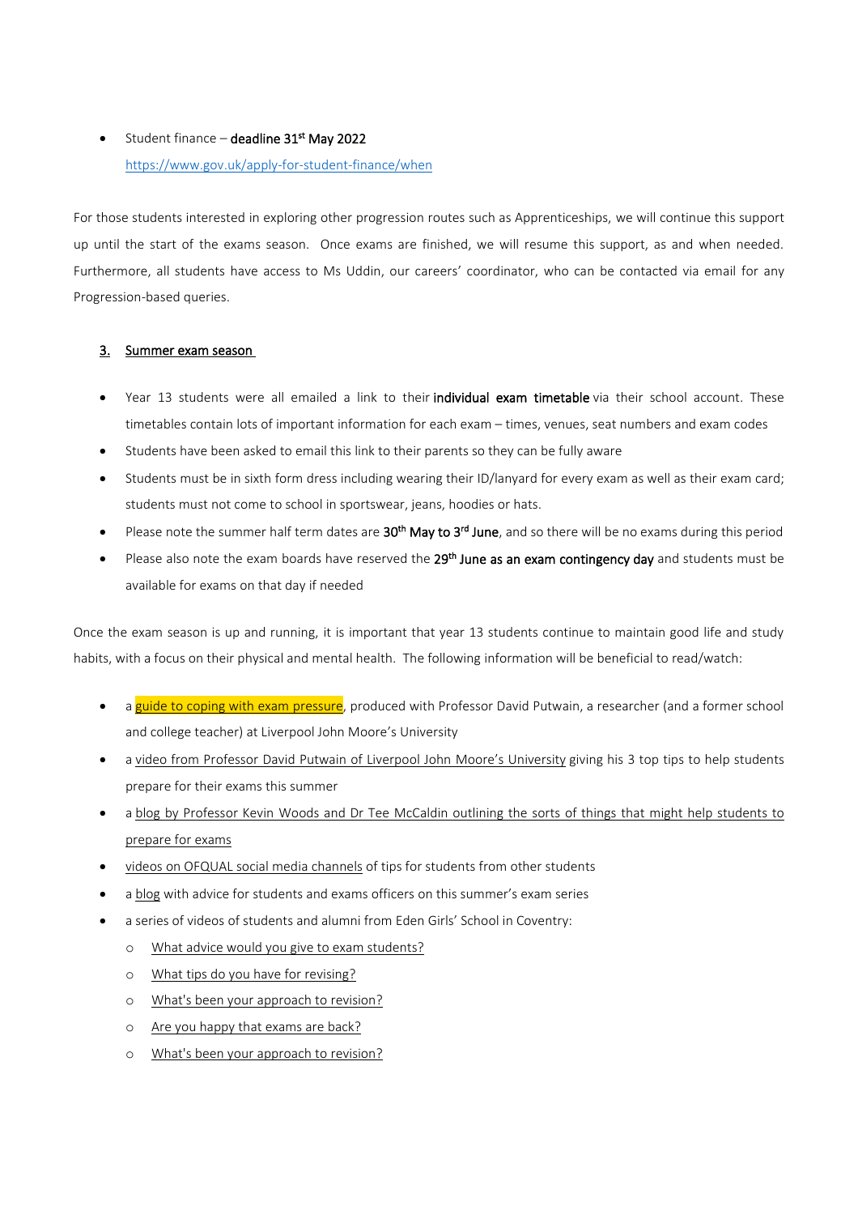- Student finance – **deadline 31st May 2022**
  https://www.gov.uk/apply-for-student-finance/when

For those students interested in exploring other progression routes such as Apprenticeships, we will continue this support up until the start of the exams season. Once exams are finished, we will resume this support, as and when needed. Furthermore, all students have access to Ms Uddin, our careers' coordinator, who can be contacted via email for any Progression-based queries.

### 3. Summer exam season

- Year 13 students were all emailed a link to their **individual exam timetable** via their school account. These timetables contain lots of important information for each exam – times, venues, seat numbers and exam codes
- Students have been asked to email this link to their parents so they can be fully aware
- Students must be in sixth form dress including wearing their ID/lanyard for every exam as well as their exam card; students must not come to school in sportswear, jeans, hoodies or hats.
- Please note the summer half term dates are **30th May to 3rd June**, and so there will be no exams during this period
- Please also note the exam boards have reserved the **29th June as an exam contingency day** and students must be available for exams on that day if needed

Once the exam season is up and running, it is important that year 13 students continue to maintain good life and study habits, with a focus on their physical and mental health. The following information will be beneficial to read/watch:

- a guide to coping with exam pressure, produced with Professor David Putwain, a researcher (and a former school and college teacher) at Liverpool John Moore's University
- a video from Professor David Putwain of Liverpool John Moore's University giving his 3 top tips to help students prepare for their exams this summer
- a blog by Professor Kevin Woods and Dr Tee McCaldin outlining the sorts of things that might help students to prepare for exams
- videos on OFQUAL social media channels of tips for students from other students
- a blog with advice for students and exams officers on this summer's exam series
- a series of videos of students and alumni from Eden Girls' School in Coventry:
  - What advice would you give to exam students?
  - What tips do you have for revising?
  - What's been your approach to revision?
  - Are you happy that exams are back?
  - What's been your approach to revision?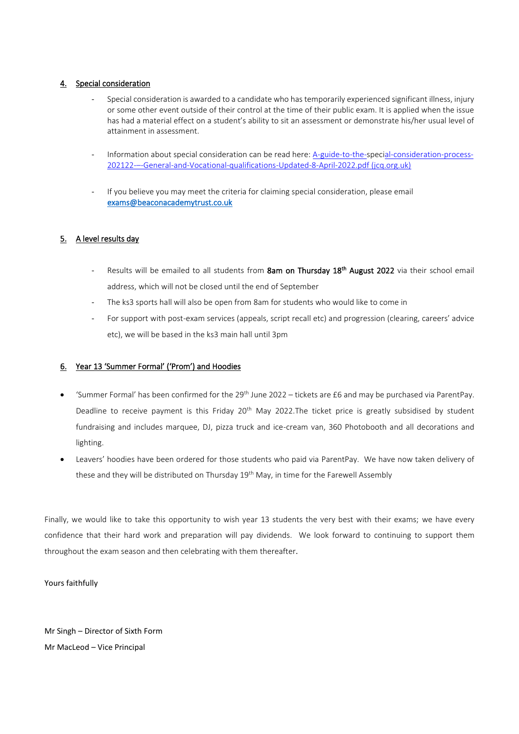## 4. Special consideration

- Special consideration is awarded to a candidate who has temporarily experienced significant illness, injury or some other event outside of their control at the time of their public exam. It is applied when the issue has had a material effect on a student's ability to sit an assessment or demonstrate his/her usual level of attainment in assessment.
- Information about special consideration can be read here: [A-guide-to-the-special-consideration-process-202122-–-General-and-Vocational-qualifications-Updated-8-April-2022.pdf (jcq.org.uk)]
- If you believe you may meet the criteria for claiming special consideration, please email exams@beaconacademytrust.co.uk

## 5. A level results day

- Results will be emailed to all students from **8am on Thursday 18th August 2022** via their school email address, which will not be closed until the end of September
- The ks3 sports hall will also be open from 8am for students who would like to come in
- For support with post-exam services (appeals, script recall etc) and progression (clearing, careers' advice etc), we will be based in the ks3 main hall until 3pm

## 6. Year 13 'Summer Formal' ('Prom') and Hoodies

- 'Summer Formal' has been confirmed for the 29th June 2022 – tickets are £6 and may be purchased via ParentPay. Deadline to receive payment is this Friday 20th May 2022.The ticket price is greatly subsidised by student fundraising and includes marquee, DJ, pizza truck and ice-cream van, 360 Photobooth and all decorations and lighting.
- Leavers' hoodies have been ordered for those students who paid via ParentPay. We have now taken delivery of these and they will be distributed on Thursday 19th May, in time for the Farewell Assembly

Finally, we would like to take this opportunity to wish year 13 students the very best with their exams; we have every confidence that their hard work and preparation will pay dividends. We look forward to continuing to support them throughout the exam season and then celebrating with them thereafter.

Yours faithfully

Mr Singh – Director of Sixth Form

Mr MacLeod – Vice Principal